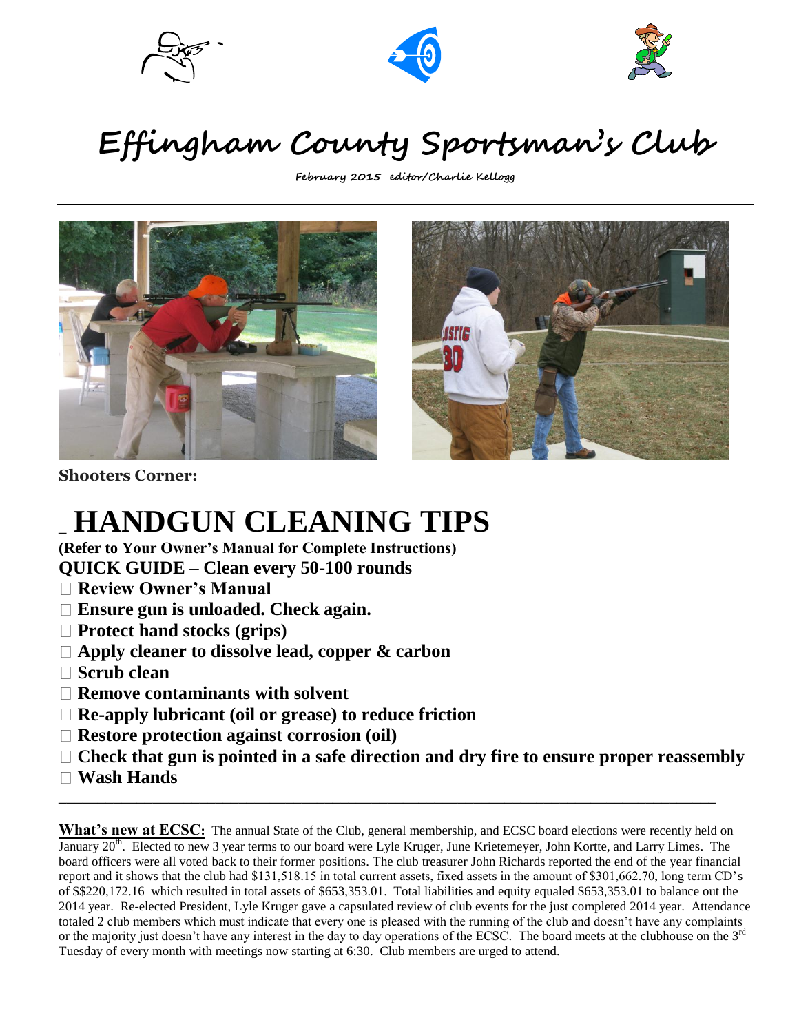# Effingham County Sportsman's Club

**February 2015 editor/Charlie Kellogg**

**Shooters Corner:**

# _ HANDGUN CLEANING TIPS

**(Refer to Your Owner's Manual for Complete Instructions)**

**QUICK GUIDE – Clean every 50-100 rounds**

- **Review Owner's Manual**
- **Ensure gun is unloaded. Check again.**
- **Protect hand stocks (grips)**
- **Apply cleaner to dissolve lead, copper & carbon**
- **Scrub clean**
- **Remove contaminants with solvent**
- **Re-apply lubricant (oil or grease) to reduce friction**
- **Restore protection against corrosion (oil)**
- **Check that gun is pointed in a safe direction and dry fire to ensure proper reassembly**
- **Wash Hands**

---

**What's new at ECSC:** The annual State of the Club, general membership, and ECSC board elections were recently held on January 20th. Elected to new 3 year terms to our board were Lyle Kruger, June Krietemeyer, John Kortte, and Larry Limes. The board officers were all voted back to their former positions. The club treasurer John Richards reported the end of the year financial report and it shows that the club had $131,518.15 in total current assets, fixed assets in the amount of $301,662.70, long term CD's of $$220,172.16 which resulted in total assets of $653,353.01. Total liabilities and equity equaled $653,353.01 to balance out the 2014 year. Re-elected President, Lyle Kruger gave a capsulated review of club events for the just completed 2014 year. Attendance totaled 2 club members which must indicate that every one is pleased with the running of the club and doesn't have any complaints or the majority just doesn't have any interest in the day to day operations of the ECSC. The board meets at the clubhouse on the 3rd Tuesday of every month with meetings now starting at 6:30. Club members are urged to attend.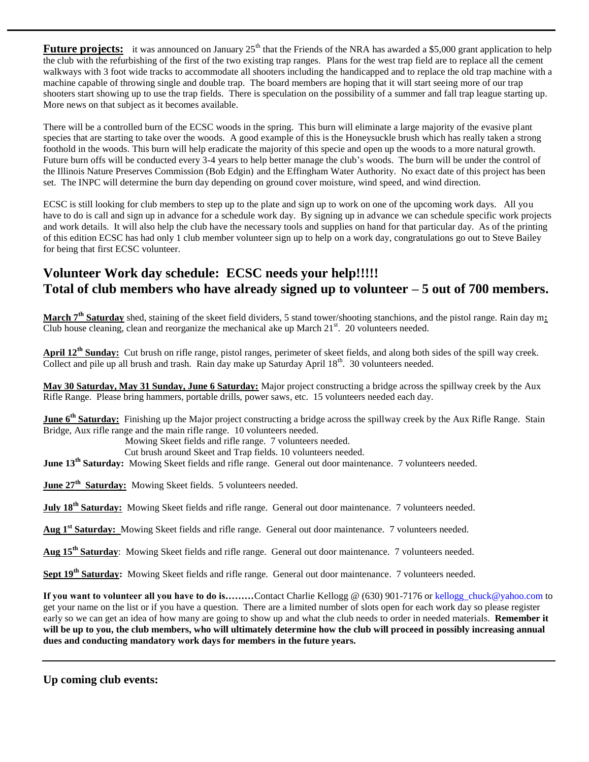**Future projects:** it was announced on January 25th that the Friends of the NRA has awarded a $5,000 grant application to help the club with the refurbishing of the first of the two existing trap ranges. Plans for the west trap field are to replace all the cement walkways with 3 foot wide tracks to accommodate all shooters including the handicapped and to replace the old trap machine with a machine capable of throwing single and double trap. The board members are hoping that it will start seeing more of our trap shooters start showing up to use the trap fields. There is speculation on the possibility of a summer and fall trap league starting up. More news on that subject as it becomes available.

There will be a controlled burn of the ECSC woods in the spring. This burn will eliminate a large majority of the evasive plant species that are starting to take over the woods. A good example of this is the Honeysuckle brush which has really taken a strong foothold in the woods. This burn will help eradicate the majority of this specie and open up the woods to a more natural growth. Future burn offs will be conducted every 3-4 years to help better manage the club's woods. The burn will be under the control of the Illinois Nature Preserves Commission (Bob Edgin) and the Effingham Water Authority. No exact date of this project has been set. The INPC will determine the burn day depending on ground cover moisture, wind speed, and wind direction.

ECSC is still looking for club members to step up to the plate and sign up to work on one of the upcoming work days. All you have to do is call and sign up in advance for a schedule work day. By signing up in advance we can schedule specific work projects and work details. It will also help the club have the necessary tools and supplies on hand for that particular day. As of the printing of this edition ECSC has had only 1 club member volunteer sign up to help on a work day, congratulations go out to Steve Bailey for being that first ECSC volunteer.

## Volunteer Work day schedule: ECSC needs your help!!!!!
## Total of club members who have already signed up to volunteer – 5 out of 700 members.

**March 7th Saturday** shed, staining of the skeet field dividers, 5 stand tower/shooting stanchions, and the pistol range. Rain day m**:** Club house cleaning, clean and reorganize the mechanical ake up March 21st. 20 volunteers needed.

**April 12th Sunday:** Cut brush on rifle range, pistol ranges, perimeter of skeet fields, and along both sides of the spill way creek. Collect and pile up all brush and trash. Rain day make up Saturday April 18th. 30 volunteers needed.

**May 30 Saturday, May 31 Sunday, June 6 Saturday:** Major project constructing a bridge across the spillway creek by the Aux Rifle Range. Please bring hammers, portable drills, power saws, etc. 15 volunteers needed each day.

**June 6th Saturday:** Finishing up the Major project constructing a bridge across the spillway creek by the Aux Rifle Range. Stain Bridge, Aux rifle range and the main rifle range. 10 volunteers needed.
Mowing Skeet fields and rifle range. 7 volunteers needed.
Cut brush around Skeet and Trap fields. 10 volunteers needed.

**June 13th Saturday:** Mowing Skeet fields and rifle range. General out door maintenance. 7 volunteers needed.

**June 27th Saturday:** Mowing Skeet fields. 5 volunteers needed.

**July 18th Saturday:** Mowing Skeet fields and rifle range. General out door maintenance. 7 volunteers needed.

**Aug 1st Saturday:** Mowing Skeet fields and rifle range. General out door maintenance. 7 volunteers needed.

**Aug 15th Saturday**: Mowing Skeet fields and rifle range. General out door maintenance. 7 volunteers needed.

**Sept 19th Saturday:** Mowing Skeet fields and rifle range. General out door maintenance. 7 volunteers needed.

**If you want to volunteer all you have to do is………**Contact Charlie Kellogg @ (630) 901-7176 or kellogg_chuck@yahoo.com to get your name on the list or if you have a question. There are a limited number of slots open for each work day so please register early so we can get an idea of how many are going to show up and what the club needs to order in needed materials. **Remember it will be up to you, the club members, who will ultimately determine how the club will proceed in possibly increasing annual dues and conducting mandatory work days for members in the future years.**

**Up coming club events:**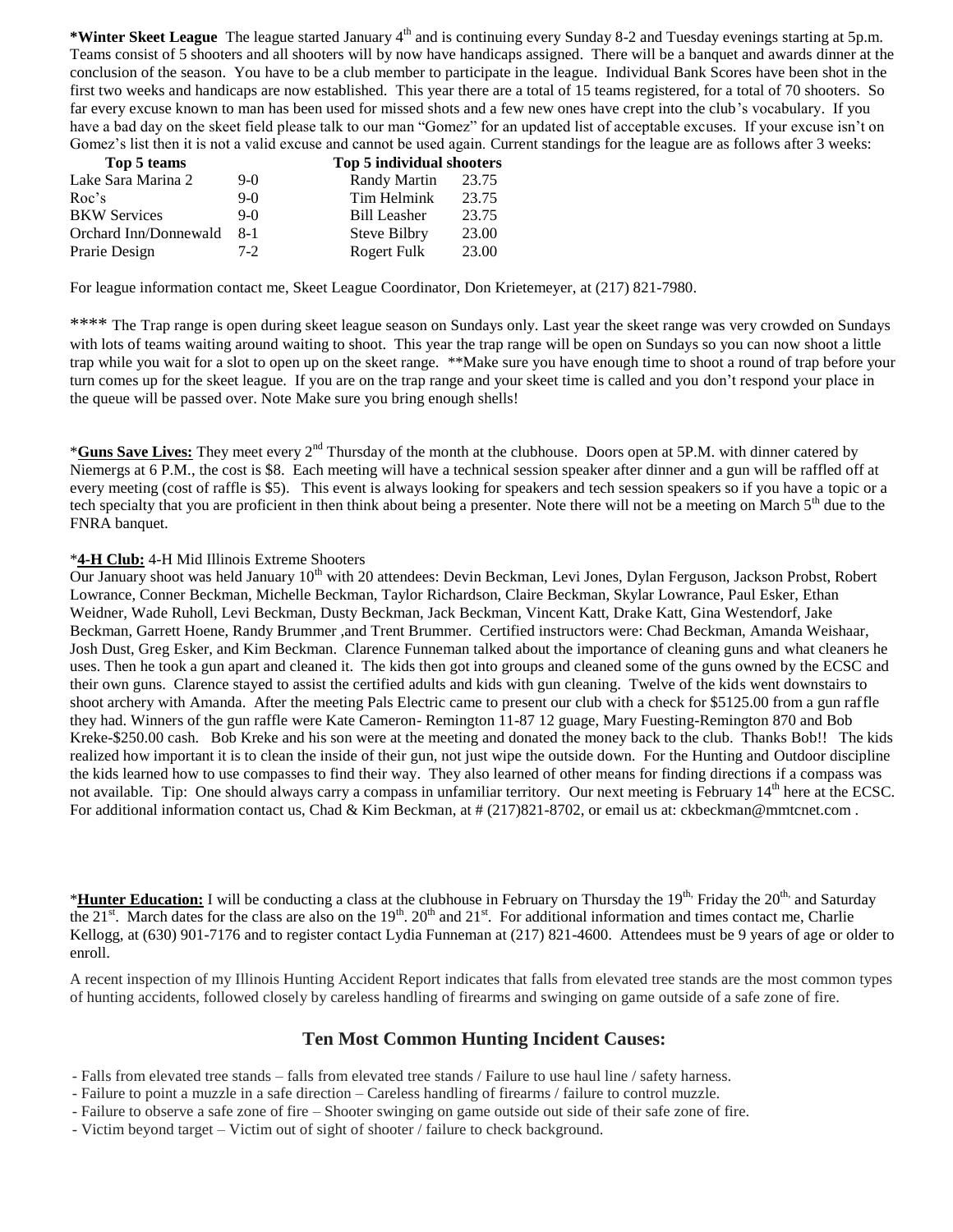**\*Winter Skeet League** The league started January 4th and is continuing every Sunday 8-2 and Tuesday evenings starting at 5p.m. Teams consist of 5 shooters and all shooters will by now have handicaps assigned. There will be a banquet and awards dinner at the conclusion of the season. You have to be a club member to participate in the league. Individual Bank Scores have been shot in the first two weeks and handicaps are now established. This year there are a total of 15 teams registered, for a total of 70 shooters. So far every excuse known to man has been used for missed shots and a few new ones have crept into the club's vocabulary. If you have a bad day on the skeet field please talk to our man "Gomez" for an updated list of acceptable excuses. If your excuse isn't on Gomez's list then it is not a valid excuse and cannot be used again. Current standings for the league are as follows after 3 weeks:

| Top 5 teams | | Top 5 individual shooters | |
|---|---|---|---|
| Lake Sara Marina 2 | 9-0 | Randy Martin | 23.75 |
| Roc's | 9-0 | Tim Helmink | 23.75 |
| BKW Services | 9-0 | Bill Leasher | 23.75 |
| Orchard Inn/Donnewald | 8-1 | Steve Bilbry | 23.00 |
| Prarie Design | 7-2 | Rogert Fulk | 23.00 |

For league information contact me, Skeet League Coordinator, Don Krietemeyer, at (217) 821-7980.

**** The Trap range is open during skeet league season on Sundays only. Last year the skeet range was very crowded on Sundays with lots of teams waiting around waiting to shoot. This year the trap range will be open on Sundays so you can now shoot a little trap while you wait for a slot to open up on the skeet range. **Make sure you have enough time to shoot a round of trap before your turn comes up for the skeet league. If you are on the trap range and your skeet time is called and you don't respond your place in the queue will be passed over. Note Make sure you bring enough shells!

\***Guns Save Lives:** They meet every 2nd Thursday of the month at the clubhouse. Doors open at 5P.M. with dinner catered by Niemergs at 6 P.M., the cost is $8. Each meeting will have a technical session speaker after dinner and a gun will be raffled off at every meeting (cost of raffle is $5). This event is always looking for speakers and tech session speakers so if you have a topic or a tech specialty that you are proficient in then think about being a presenter. Note there will not be a meeting on March 5th due to the FNRA banquet.

\***4-H Club:** 4-H Mid Illinois Extreme Shooters

Our January shoot was held January 10th with 20 attendees: Devin Beckman, Levi Jones, Dylan Ferguson, Jackson Probst, Robert Lowrance, Conner Beckman, Michelle Beckman, Taylor Richardson, Claire Beckman, Skylar Lowrance, Paul Esker, Ethan Weidner, Wade Ruholl, Levi Beckman, Dusty Beckman, Jack Beckman, Vincent Katt, Drake Katt, Gina Westendorf, Jake Beckman, Garrett Hoene, Randy Brummer ,and Trent Brummer. Certified instructors were: Chad Beckman, Amanda Weishaar, Josh Dust, Greg Esker, and Kim Beckman. Clarence Funneman talked about the importance of cleaning guns and what cleaners he uses. Then he took a gun apart and cleaned it. The kids then got into groups and cleaned some of the guns owned by the ECSC and their own guns. Clarence stayed to assist the certified adults and kids with gun cleaning. Twelve of the kids went downstairs to shoot archery with Amanda. After the meeting Pals Electric came to present our club with a check for $5125.00 from a gun raffle they had. Winners of the gun raffle were Kate Cameron- Remington 11-87 12 guage, Mary Fuesting-Remington 870 and Bob Kreke-$250.00 cash. Bob Kreke and his son were at the meeting and donated the money back to the club. Thanks Bob!! The kids realized how important it is to clean the inside of their gun, not just wipe the outside down. For the Hunting and Outdoor discipline the kids learned how to use compasses to find their way. They also learned of other means for finding directions if a compass was not available. Tip: One should always carry a compass in unfamiliar territory. Our next meeting is February 14th here at the ECSC. For additional information contact us, Chad & Kim Beckman, at # (217)821-8702, or email us at: ckbeckman@mmtcnet.com .

\***Hunter Education:** I will be conducting a class at the clubhouse in February on Thursday the 19th, Friday the 20th, and Saturday the 21st. March dates for the class are also on the 19th, 20th and 21st. For additional information and times contact me, Charlie Kellogg, at (630) 901-7176 and to register contact Lydia Funneman at (217) 821-4600. Attendees must be 9 years of age or older to enroll.

A recent inspection of my Illinois Hunting Accident Report indicates that falls from elevated tree stands are the most common types of hunting accidents, followed closely by careless handling of firearms and swinging on game outside of a safe zone of fire.

## Ten Most Common Hunting Incident Causes:

- Falls from elevated tree stands – falls from elevated tree stands / Failure to use haul line / safety harness.
- Failure to point a muzzle in a safe direction – Careless handling of firearms / failure to control muzzle.
- Failure to observe a safe zone of fire – Shooter swinging on game outside out side of their safe zone of fire.
- Victim beyond target – Victim out of sight of shooter / failure to check background.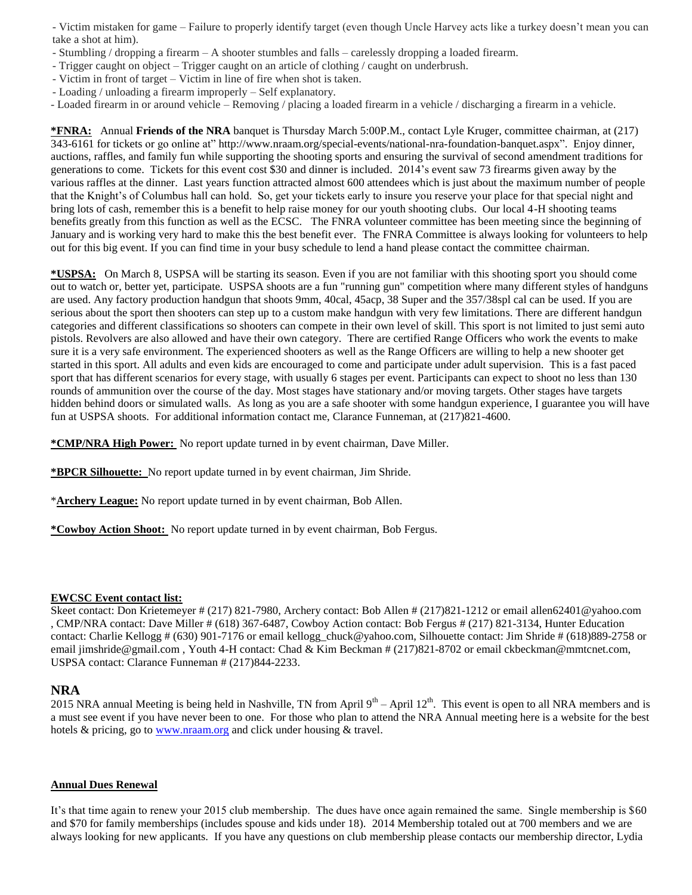- Victim mistaken for game – Failure to properly identify target (even though Uncle Harvey acts like a turkey doesn't mean you can take a shot at him).
- Stumbling / dropping a firearm – A shooter stumbles and falls – carelessly dropping a loaded firearm.
- Trigger caught on object – Trigger caught on an article of clothing / caught on underbrush.
- Victim in front of target – Victim in line of fire when shot is taken.
- Loading / unloading a firearm improperly – Self explanatory.
- Loaded firearm in or around vehicle – Removing / placing a loaded firearm in a vehicle / discharging a firearm in a vehicle.

**<u>*FNRA:</u>** Annual **Friends of the NRA** banquet is Thursday March 5:00P.M., contact Lyle Kruger, committee chairman, at (217) 343-6161 for tickets or go online at" http://www.nraam.org/special-events/national-nra-foundation-banquet.aspx". Enjoy dinner, auctions, raffles, and family fun while supporting the shooting sports and ensuring the survival of second amendment traditions for generations to come. Tickets for this event cost $30 and dinner is included. 2014's event saw 73 firearms given away by the various raffles at the dinner. Last years function attracted almost 600 attendees which is just about the maximum number of people that the Knight's of Columbus hall can hold. So, get your tickets early to insure you reserve your place for that special night and bring lots of cash, remember this is a benefit to help raise money for our youth shooting clubs. Our local 4-H shooting teams benefits greatly from this function as well as the ECSC. The FNRA volunteer committee has been meeting since the beginning of January and is working very hard to make this the best benefit ever. The FNRA Committee is always looking for volunteers to help out for this big event. If you can find time in your busy schedule to lend a hand please contact the committee chairman.

**<u>*USPSA:</u>** On March 8, USPSA will be starting its season. Even if you are not familiar with this shooting sport you should come out to watch or, better yet, participate. USPSA shoots are a fun "running gun" competition where many different styles of handguns are used. Any factory production handgun that shoots 9mm, 40cal, 45acp, 38 Super and the 357/38spl cal can be used. If you are serious about the sport then shooters can step up to a custom make handgun with very few limitations. There are different handgun categories and different classifications so shooters can compete in their own level of skill. This sport is not limited to just semi auto pistols. Revolvers are also allowed and have their own category. There are certified Range Officers who work the events to make sure it is a very safe environment. The experienced shooters as well as the Range Officers are willing to help a new shooter get started in this sport. All adults and even kids are encouraged to come and participate under adult supervision. This is a fast paced sport that has different scenarios for every stage, with usually 6 stages per event. Participants can expect to shoot no less than 130 rounds of ammunition over the course of the day. Most stages have stationary and/or moving targets. Other stages have targets hidden behind doors or simulated walls. As long as you are a safe shooter with some handgun experience, I guarantee you will have fun at USPSA shoots. For additional information contact me, Clarance Funneman, at (217)821-4600.

**<u>*CMP/NRA High Power:</u>** No report update turned in by event chairman, Dave Miller.

**<u>*BPCR Silhouette:</u>** No report update turned in by event chairman, Jim Shride.

*<u>**Archery League:**</u> No report update turned in by event chairman, Bob Allen.

**<u>*Cowboy Action Shoot:</u>** No report update turned in by event chairman, Bob Fergus.

**<u>EWCSC Event contact list:</u>**

Skeet contact: Don Krietemeyer # (217) 821-7980, Archery contact: Bob Allen # (217)821-1212 or email allen62401@yahoo.com , CMP/NRA contact: Dave Miller # (618) 367-6487, Cowboy Action contact: Bob Fergus # (217) 821-3134, Hunter Education contact: Charlie Kellogg # (630) 901-7176 or email kellogg_chuck@yahoo.com, Silhouette contact: Jim Shride # (618)889-2758 or email jimshride@gmail.com , Youth 4-H contact: Chad & Kim Beckman # (217)821-8702 or email ckbeckman@mmtcnet.com, USPSA contact: Clarance Funneman # (217)844-2233.

## NRA

2015 NRA annual Meeting is being held in Nashville, TN from April 9th – April 12th. This event is open to all NRA members and is a must see event if you have never been to one. For those who plan to attend the NRA Annual meeting here is a website for the best hotels & pricing, go to www.nraam.org and click under housing & travel.

**<u>Annual Dues Renewal</u>**

It's that time again to renew your 2015 club membership. The dues have once again remained the same. Single membership is $60 and $70 for family memberships (includes spouse and kids under 18). 2014 Membership totaled out at 700 members and we are always looking for new applicants. If you have any questions on club membership please contacts our membership director, Lydia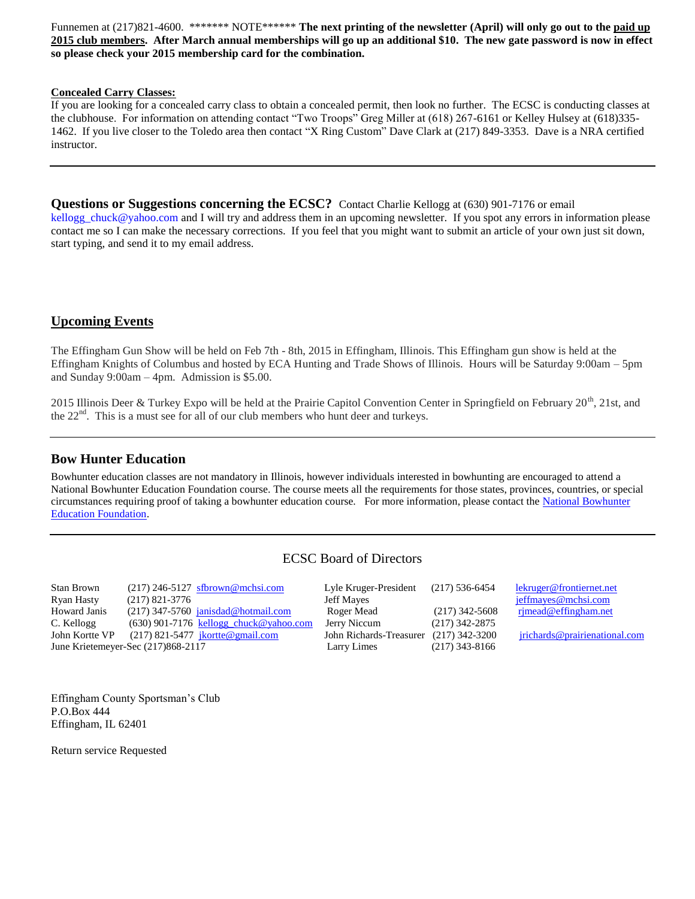Funnemen at (217)821-4600. ******* NOTE****** **The next printing of the newsletter (April) will only go out to the paid up 2015 club members. After March annual memberships will go up an additional $10. The new gate password is now in effect so please check your 2015 membership card for the combination.**

**Concealed Carry Classes:**

If you are looking for a concealed carry class to obtain a concealed permit, then look no further. The ECSC is conducting classes at the clubhouse. For information on attending contact "Two Troops" Greg Miller at (618) 267-6161 or Kelley Hulsey at (618)335-1462. If you live closer to the Toledo area then contact "X Ring Custom" Dave Clark at (217) 849-3353. Dave is a NRA certified instructor.

---

**Questions or Suggestions concerning the ECSC?** Contact Charlie Kellogg at (630) 901-7176 or email kellogg_chuck@yahoo.com and I will try and address them in an upcoming newsletter. If you spot any errors in information please contact me so I can make the necessary corrections. If you feel that you might want to submit an article of your own just sit down, start typing, and send it to my email address.

## Upcoming Events

The Effingham Gun Show will be held on Feb 7th - 8th, 2015 in Effingham, Illinois. This Effingham gun show is held at the Effingham Knights of Columbus and hosted by ECA Hunting and Trade Shows of Illinois. Hours will be Saturday 9:00am – 5pm and Sunday 9:00am – 4pm. Admission is $5.00.

2015 Illinois Deer & Turkey Expo will be held at the Prairie Capitol Convention Center in Springfield on February 20th, 21st, and the 22nd. This is a must see for all of our club members who hunt deer and turkeys.

---

## Bow Hunter Education

Bowhunter education classes are not mandatory in Illinois, however individuals interested in bowhunting are encouraged to attend a National Bowhunter Education Foundation course. The course meets all the requirements for those states, provinces, countries, or special circumstances requiring proof of taking a bowhunter education course. For more information, please contact the National Bowhunter Education Foundation.

---

### ECSC Board of Directors

| | | | | | |
|---|---|---|---|---|---|
| Stan Brown | (217) 246-5127 | sfbrown@mchsi.com | Lyle Kruger-President | (217) 536-6454 | lekruger@frontiernet.net |
| Ryan Hasty | (217) 821-3776 | | Jeff Mayes | | jeffmayes@mchsi.com |
| Howard Janis | (217) 347-5760 | janisdad@hotmail.com | Roger Mead | (217) 342-5608 | rjmead@effingham.net |
| C. Kellogg | (630) 901-7176 | kellogg_chuck@yahoo.com | Jerry Niccum | (217) 342-2875 | |
| John Kortte VP | (217) 821-5477 | jkortte@gmail.com | John Richards-Treasurer | (217) 342-3200 | jrichards@prairienational.com |
| June Krietemeyer-Sec | (217)868-2117 | | Larry Limes | (217) 343-8166 | |

Effingham County Sportsman's Club  
P.O.Box 444  
Effingham, IL 62401

Return service Requested